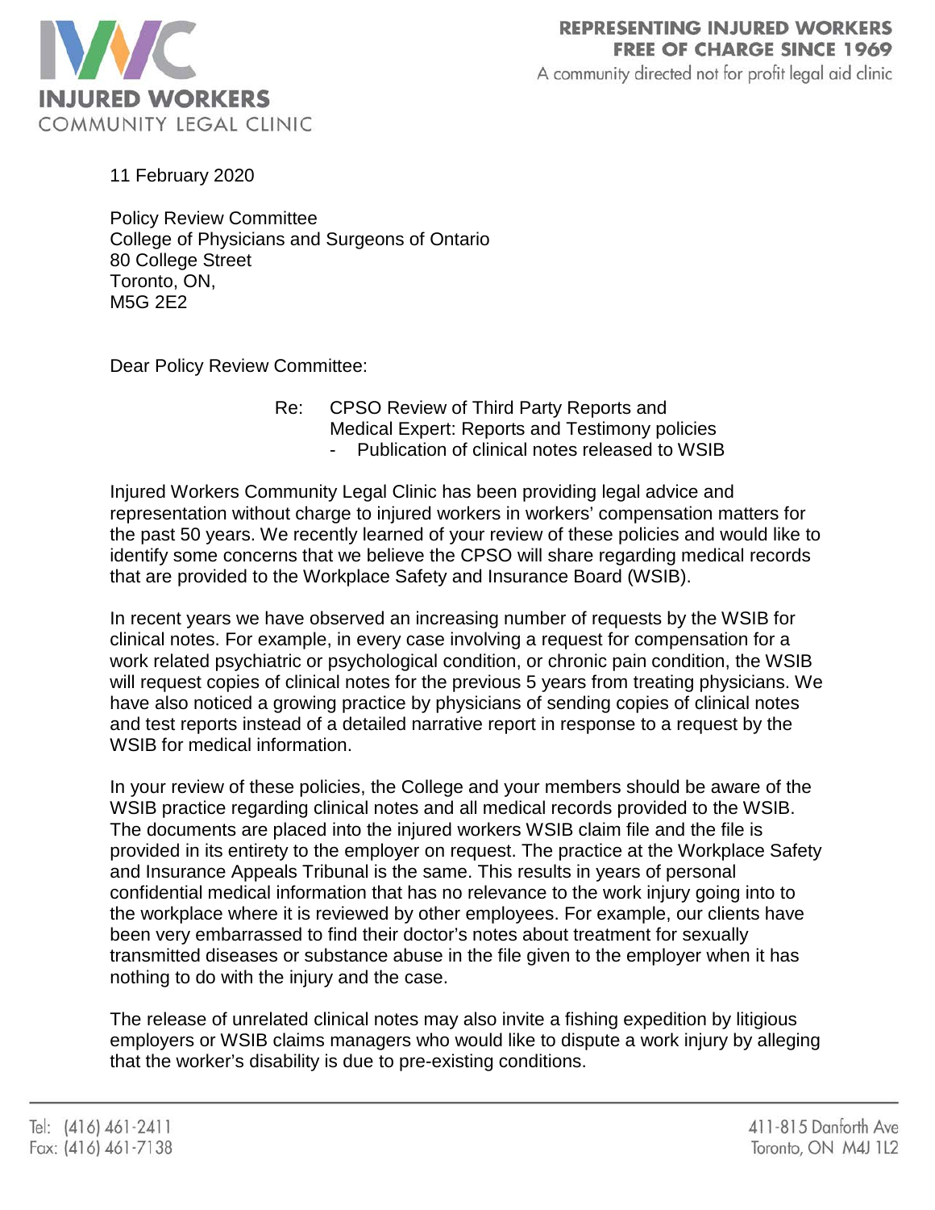**INJURED WORKERS**
COMMUNITY LEGAL CLINIC

**REPRESENTING INJURED WORKERS FREE OF CHARGE SINCE 1969**
A community directed not for profit legal aid clinic

11 February 2020

Policy Review Committee
College of Physicians and Surgeons of Ontario
80 College Street
Toronto, ON,
M5G 2E2

Dear Policy Review Committee:

Re: CPSO Review of Third Party Reports and Medical Expert: Reports and Testimony policies
- Publication of clinical notes released to WSIB

Injured Workers Community Legal Clinic has been providing legal advice and representation without charge to injured workers in workers' compensation matters for the past 50 years. We recently learned of your review of these policies and would like to identify some concerns that we believe the CPSO will share regarding medical records that are provided to the Workplace Safety and Insurance Board (WSIB).

In recent years we have observed an increasing number of requests by the WSIB for clinical notes. For example, in every case involving a request for compensation for a work related psychiatric or psychological condition, or chronic pain condition, the WSIB will request copies of clinical notes for the previous 5 years from treating physicians. We have also noticed a growing practice by physicians of sending copies of clinical notes and test reports instead of a detailed narrative report in response to a request by the WSIB for medical information.

In your review of these policies, the College and your members should be aware of the WSIB practice regarding clinical notes and all medical records provided to the WSIB. The documents are placed into the injured workers WSIB claim file and the file is provided in its entirety to the employer on request. The practice at the Workplace Safety and Insurance Appeals Tribunal is the same. This results in years of personal confidential medical information that has no relevance to the work injury going into to the workplace where it is reviewed by other employees. For example, our clients have been very embarrassed to find their doctor's notes about treatment for sexually transmitted diseases or substance abuse in the file given to the employer when it has nothing to do with the injury and the case.

The release of unrelated clinical notes may also invite a fishing expedition by litigious employers or WSIB claims managers who would like to dispute a work injury by alleging that the worker's disability is due to pre-existing conditions.

Tel: (416) 461-2411
Fax: (416) 461-7138

411-815 Danforth Ave
Toronto, ON M4J 1L2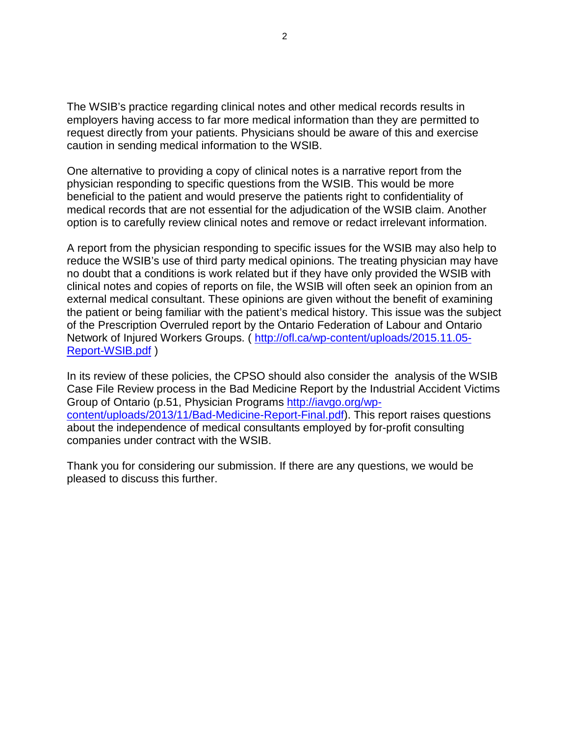The WSIB's practice regarding clinical notes and other medical records results in employers having access to far more medical information than they are permitted to request directly from your patients. Physicians should be aware of this and exercise caution in sending medical information to the WSIB.

One alternative to providing a copy of clinical notes is a narrative report from the physician responding to specific questions from the WSIB. This would be more beneficial to the patient and would preserve the patients right to confidentiality of medical records that are not essential for the adjudication of the WSIB claim. Another option is to carefully review clinical notes and remove or redact irrelevant information.

A report from the physician responding to specific issues for the WSIB may also help to reduce the WSIB's use of third party medical opinions. The treating physician may have no doubt that a conditions is work related but if they have only provided the WSIB with clinical notes and copies of reports on file, the WSIB will often seek an opinion from an external medical consultant. These opinions are given without the benefit of examining the patient or being familiar with the patient's medical history. This issue was the subject of the Prescription Overruled report by the Ontario Federation of Labour and Ontario Network of Injured Workers Groups. ( http://ofl.ca/wp-content/uploads/2015.11.05-Report-WSIB.pdf )

In its review of these policies, the CPSO should also consider the analysis of the WSIB Case File Review process in the Bad Medicine Report by the Industrial Accident Victims Group of Ontario (p.51, Physician Programs http://iavgo.org/wp-content/uploads/2013/11/Bad-Medicine-Report-Final.pdf). This report raises questions about the independence of medical consultants employed by for-profit consulting companies under contract with the WSIB.

Thank you for considering our submission. If there are any questions, we would be pleased to discuss this further.